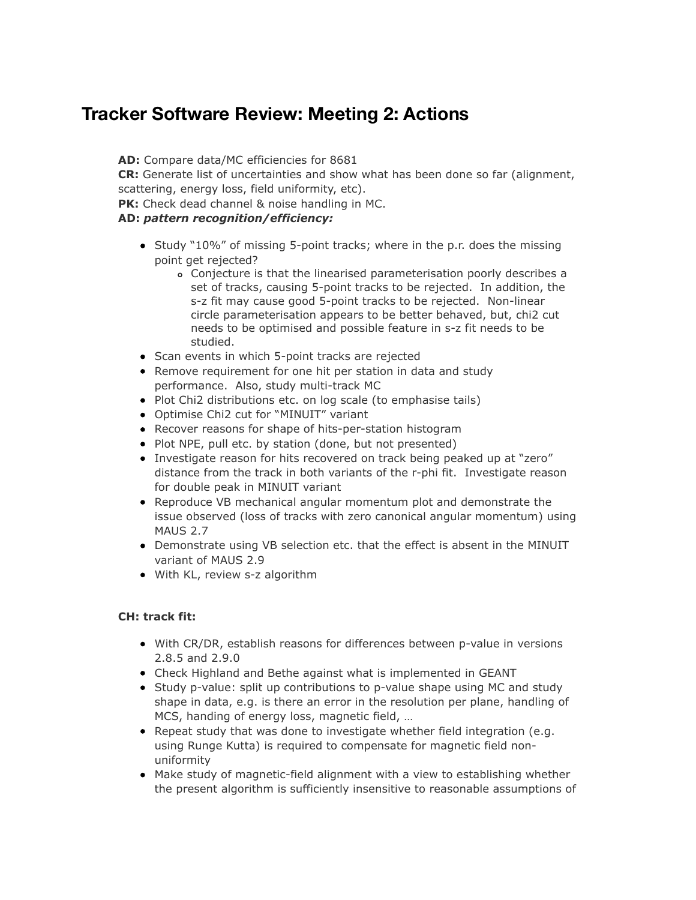# Tracker Software Review: Meeting 2: Actions

**AD:** Compare data/MC efficiencies for 8681
**CR:** Generate list of uncertainties and show what has been done so far (alignment, scattering, energy loss, field uniformity, etc).
**PK:** Check dead channel & noise handling in MC.
**AD:** ***pattern recognition/efficiency:***

- Study "10%" of missing 5-point tracks; where in the p.r. does the missing point get rejected?
  - Conjecture is that the linearised parameterisation poorly describes a set of tracks, causing 5-point tracks to be rejected. In addition, the s-z fit may cause good 5-point tracks to be rejected. Non-linear circle parameterisation appears to be better behaved, but, chi2 cut needs to be optimised and possible feature in s-z fit needs to be studied.
- Scan events in which 5-point tracks are rejected
- Remove requirement for one hit per station in data and study performance. Also, study multi-track MC
- Plot Chi2 distributions etc. on log scale (to emphasise tails)
- Optimise Chi2 cut for "MINUIT" variant
- Recover reasons for shape of hits-per-station histogram
- Plot NPE, pull etc. by station (done, but not presented)
- Investigate reason for hits recovered on track being peaked up at "zero" distance from the track in both variants of the r-phi fit. Investigate reason for double peak in MINUIT variant
- Reproduce VB mechanical angular momentum plot and demonstrate the issue observed (loss of tracks with zero canonical angular momentum) using MAUS 2.7
- Demonstrate using VB selection etc. that the effect is absent in the MINUIT variant of MAUS 2.9
- With KL, review s-z algorithm

**CH: track fit:**

- With CR/DR, establish reasons for differences between p-value in versions 2.8.5 and 2.9.0
- Check Highland and Bethe against what is implemented in GEANT
- Study p-value: split up contributions to p-value shape using MC and study shape in data, e.g. is there an error in the resolution per plane, handling of MCS, handing of energy loss, magnetic field, …
- Repeat study that was done to investigate whether field integration (e.g. using Runge Kutta) is required to compensate for magnetic field non-uniformity
- Make study of magnetic-field alignment with a view to establishing whether the present algorithm is sufficiently insensitive to reasonable assumptions of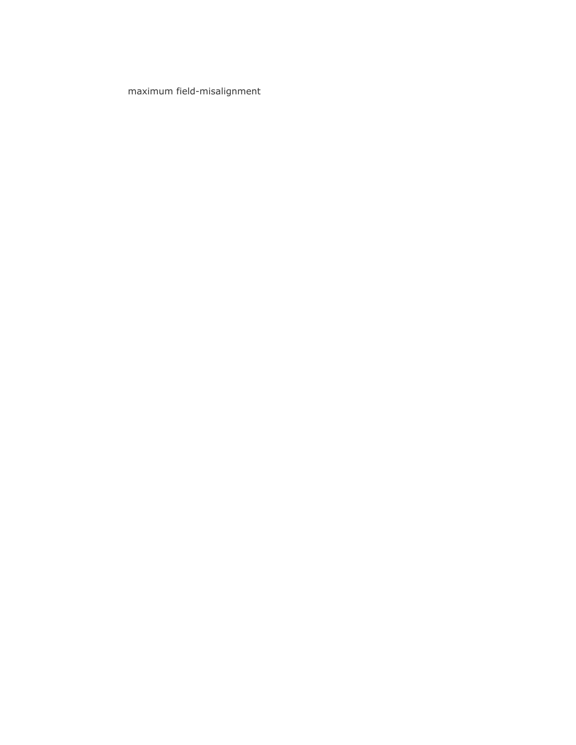maximum field-misalignment